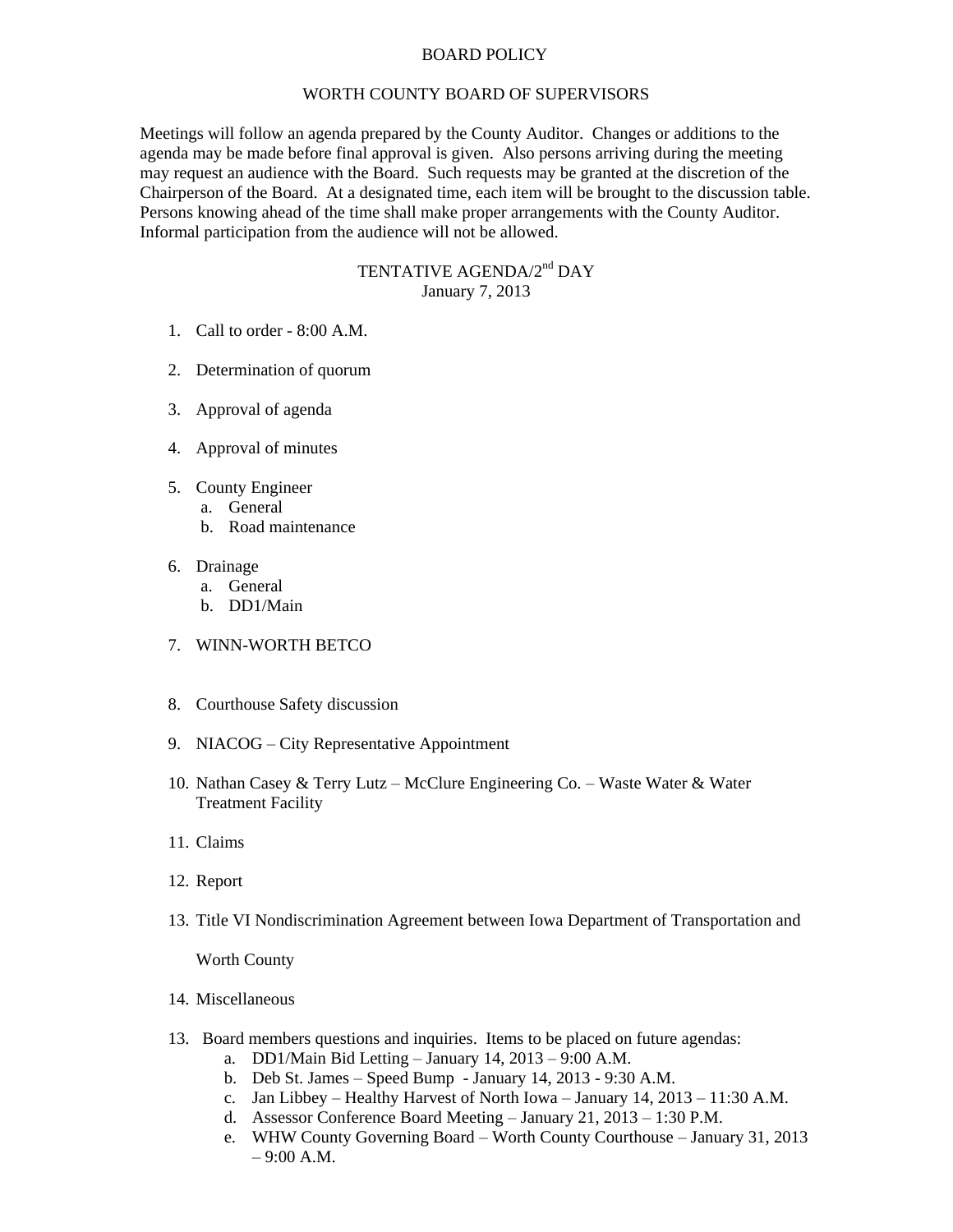# BOARD POLICY

## WORTH COUNTY BOARD OF SUPERVISORS

Meetings will follow an agenda prepared by the County Auditor. Changes or additions to the agenda may be made before final approval is given. Also persons arriving during the meeting may request an audience with the Board. Such requests may be granted at the discretion of the Chairperson of the Board. At a designated time, each item will be brought to the discussion table. Persons knowing ahead of the time shall make proper arrangements with the County Auditor. Informal participation from the audience will not be allowed.

## TENTATIVE AGENDA/2nd DAY

January 7, 2013

1. Call to order - 8:00 A.M.
2. Determination of quorum
3. Approval of agenda
4. Approval of minutes
5. County Engineer
   a. General
   b. Road maintenance
6. Drainage
   a. General
   b. DD1/Main
7. WINN-WORTH BETCO
8. Courthouse Safety discussion
9. NIACOG – City Representative Appointment
10. Nathan Casey & Terry Lutz – McClure Engineering Co. – Waste Water & Water Treatment Facility
11. Claims
12. Report
13. Title VI Nondiscrimination Agreement between Iowa Department of Transportation and Worth County
14. Miscellaneous

13. Board members questions and inquiries. Items to be placed on future agendas:
    a. DD1/Main Bid Letting – January 14, 2013 – 9:00 A.M.
    b. Deb St. James – Speed Bump - January 14, 2013 - 9:30 A.M.
    c. Jan Libbey – Healthy Harvest of North Iowa – January 14, 2013 – 11:30 A.M.
    d. Assessor Conference Board Meeting – January 21, 2013 – 1:30 P.M.
    e. WHW County Governing Board – Worth County Courthouse – January 31, 2013 – 9:00 A.M.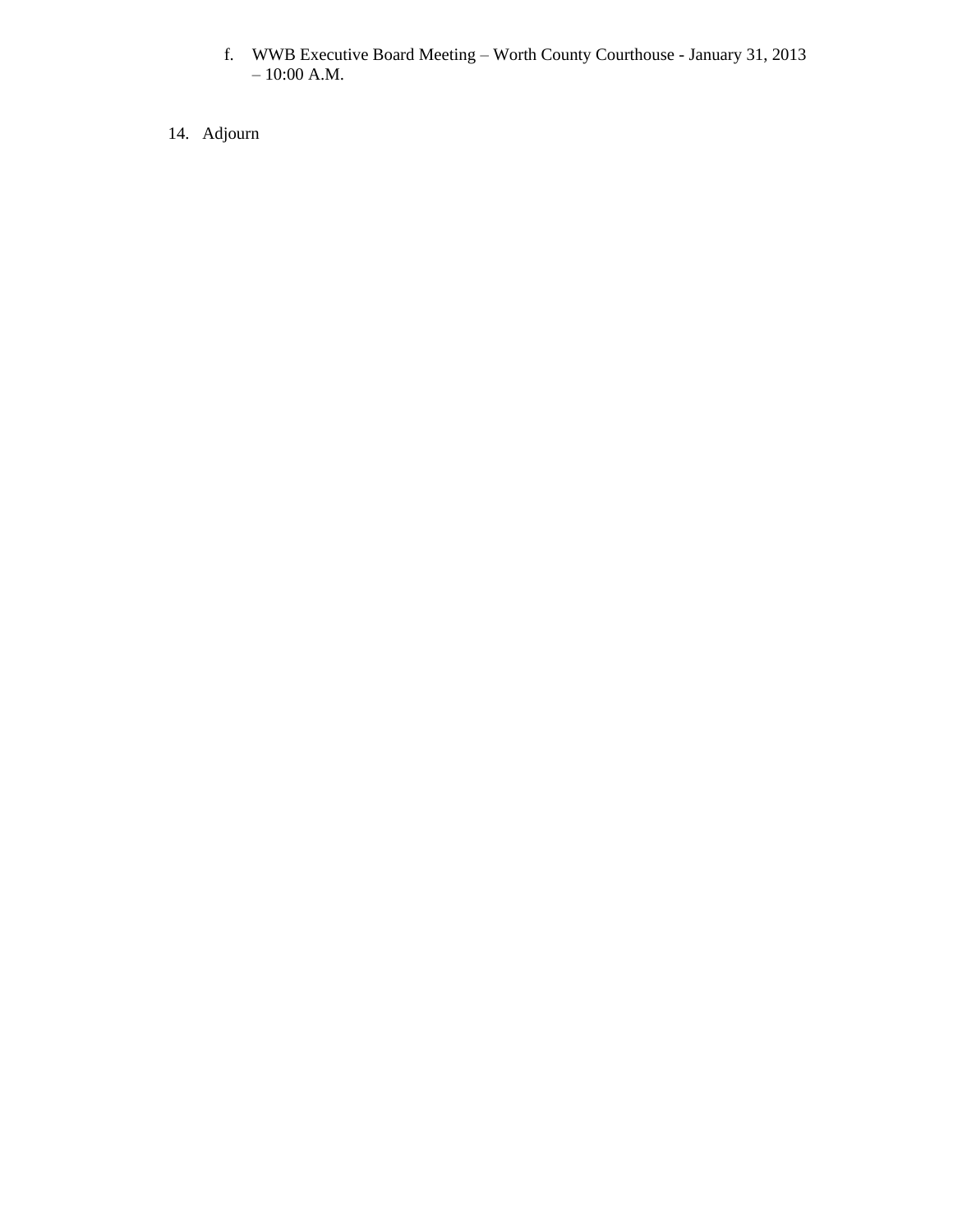f. WWB Executive Board Meeting – Worth County Courthouse - January 31, 2013 – 10:00 A.M.

14. Adjourn